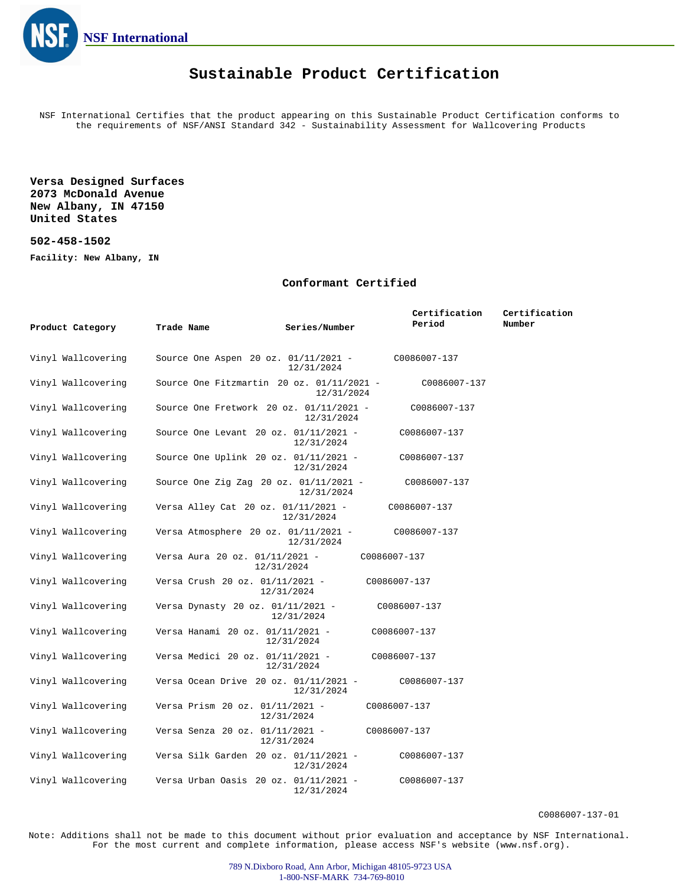NSF International

# Sustainable Product Certification

NSF International Certifies that the product appearing on this Sustainable Product Certification conforms to the requirements of NSF/ANSI Standard 342 - Sustainability Assessment for Wallcovering Products

**Versa Designed Surfaces**
**2073 McDonald Avenue**
**New Albany, IN 47150**
**United States**

**502-458-1502**

**Facility: New Albany, IN**

## Conformant Certified

| Product Category | Trade Name | Series/Number | Certification Period | Certification Number |
|---|---|---|---|---|
| Vinyl Wallcovering | Source One Aspen | 20 oz. | 01/11/2021 - 12/31/2024 | C0086007-137 |
| Vinyl Wallcovering | Source One Fitzmartin | 20 oz. | 01/11/2021 - 12/31/2024 | C0086007-137 |
| Vinyl Wallcovering | Source One Fretwork | 20 oz. | 01/11/2021 - 12/31/2024 | C0086007-137 |
| Vinyl Wallcovering | Source One Levant | 20 oz. | 01/11/2021 - 12/31/2024 | C0086007-137 |
| Vinyl Wallcovering | Source One Uplink | 20 oz. | 01/11/2021 - 12/31/2024 | C0086007-137 |
| Vinyl Wallcovering | Source One Zig Zag | 20 oz. | 01/11/2021 - 12/31/2024 | C0086007-137 |
| Vinyl Wallcovering | Versa Alley Cat | 20 oz. | 01/11/2021 - 12/31/2024 | C0086007-137 |
| Vinyl Wallcovering | Versa Atmosphere | 20 oz. | 01/11/2021 - 12/31/2024 | C0086007-137 |
| Vinyl Wallcovering | Versa Aura | 20 oz. | 01/11/2021 - 12/31/2024 | C0086007-137 |
| Vinyl Wallcovering | Versa Crush | 20 oz. | 01/11/2021 - 12/31/2024 | C0086007-137 |
| Vinyl Wallcovering | Versa Dynasty | 20 oz. | 01/11/2021 - 12/31/2024 | C0086007-137 |
| Vinyl Wallcovering | Versa Hanami | 20 oz. | 01/11/2021 - 12/31/2024 | C0086007-137 |
| Vinyl Wallcovering | Versa Medici | 20 oz. | 01/11/2021 - 12/31/2024 | C0086007-137 |
| Vinyl Wallcovering | Versa Ocean Drive | 20 oz. | 01/11/2021 - 12/31/2024 | C0086007-137 |
| Vinyl Wallcovering | Versa Prism | 20 oz. | 01/11/2021 - 12/31/2024 | C0086007-137 |
| Vinyl Wallcovering | Versa Senza | 20 oz. | 01/11/2021 - 12/31/2024 | C0086007-137 |
| Vinyl Wallcovering | Versa Silk Garden | 20 oz. | 01/11/2021 - 12/31/2024 | C0086007-137 |
| Vinyl Wallcovering | Versa Urban Oasis | 20 oz. | 01/11/2021 - 12/31/2024 | C0086007-137 |

C0086007-137-01

Note: Additions shall not be made to this document without prior evaluation and acceptance by NSF International. For the most current and complete information, please access NSF's website (www.nsf.org).

789 N.Dixboro Road, Ann Arbor, Michigan 48105-9723 USA
1-800-NSF-MARK 734-769-8010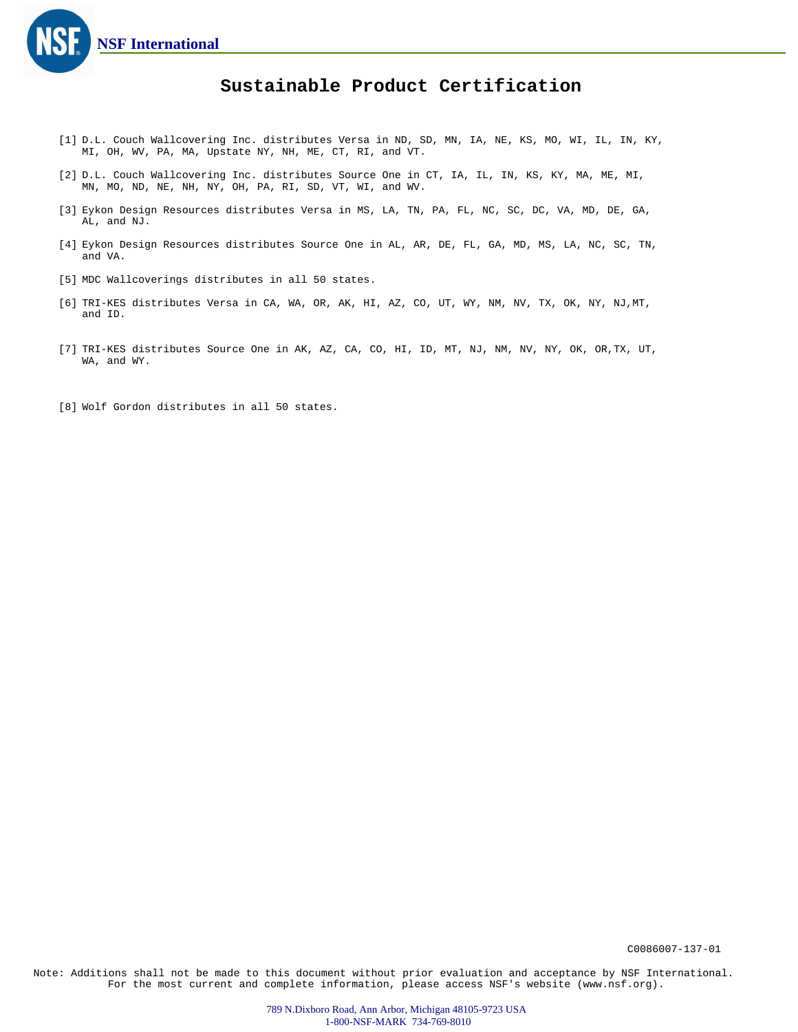NSF International

# Sustainable Product Certification

[1] D.L. Couch Wallcovering Inc. distributes Versa in ND, SD, MN, IA, NE, KS, MO, WI, IL, IN, KY, MI, OH, WV, PA, MA, Upstate NY, NH, ME, CT, RI, and VT.

[2] D.L. Couch Wallcovering Inc. distributes Source One in CT, IA, IL, IN, KS, KY, MA, ME, MI, MN, MO, ND, NE, NH, NY, OH, PA, RI, SD, VT, WI, and WV.

[3] Eykon Design Resources distributes Versa in MS, LA, TN, PA, FL, NC, SC, DC, VA, MD, DE, GA, AL, and NJ.

[4] Eykon Design Resources distributes Source One in AL, AR, DE, FL, GA, MD, MS, LA, NC, SC, TN, and VA.

[5] MDC Wallcoverings distributes in all 50 states.

[6] TRI-KES distributes Versa in CA, WA, OR, AK, HI, AZ, CO, UT, WY, NM, NV, TX, OK, NY, NJ,MT, and ID.

[7] TRI-KES distributes Source One in AK, AZ, CA, CO, HI, ID, MT, NJ, NM, NV, NY, OK, OR,TX, UT, WA, and WY.

[8] Wolf Gordon distributes in all 50 states.

C0086007-137-01

Note: Additions shall not be made to this document without prior evaluation and acceptance by NSF International. For the most current and complete information, please access NSF's website (www.nsf.org).

789 N.Dixboro Road, Ann Arbor, Michigan 48105-9723 USA
1-800-NSF-MARK 734-769-8010